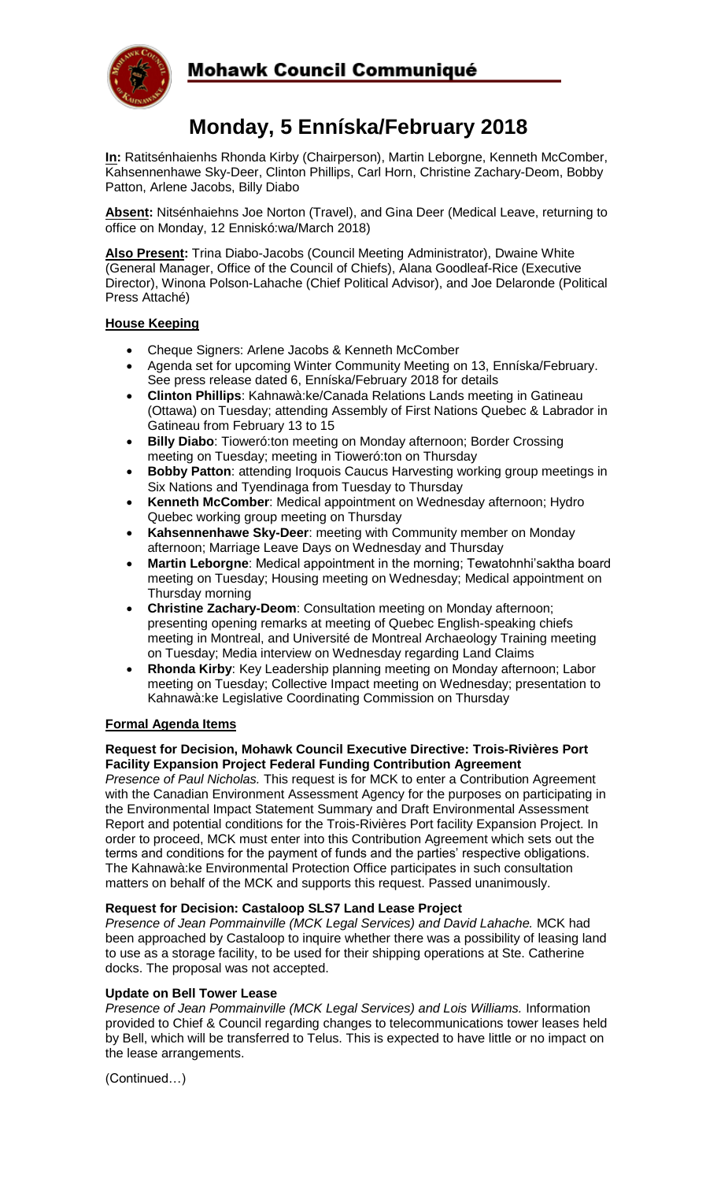# Mohawk Council Communiqué

## Monday, 5 Ennískа/February 2018

**In:** Ratitsénhaienhs Rhonda Kirby (Chairperson), Martin Leborgne, Kenneth McComber, Kahsennenhawe Sky-Deer, Clinton Phillips, Carl Horn, Christine Zachary-Deom, Bobby Patton, Arlene Jacobs, Billy Diabo

**Absent:** Nitsénhaiehns Joe Norton (Travel), and Gina Deer (Medical Leave, returning to office on Monday, 12 Enniskó:wa/March 2018)

**Also Present:** Trina Diabo-Jacobs (Council Meeting Administrator), Dwaine White (General Manager, Office of the Council of Chiefs), Alana Goodleaf-Rice (Executive Director), Winona Polson-Lahache (Chief Political Advisor), and Joe Delaronde (Political Press Attaché)

### House Keeping

- Cheque Signers: Arlene Jacobs & Kenneth McComber
- Agenda set for upcoming Winter Community Meeting on 13, Ennískа/February. See press release dated 6, Ennískа/February 2018 for details
- **Clinton Phillips**: Kahnawà:ke/Canada Relations Lands meeting in Gatineau (Ottawa) on Tuesday; attending Assembly of First Nations Quebec & Labrador in Gatineau from February 13 to 15
- **Billy Diabo**: Tioweró:ton meeting on Monday afternoon; Border Crossing meeting on Tuesday; meeting in Tioweró:ton on Thursday
- **Bobby Patton**: attending Iroquois Caucus Harvesting working group meetings in Six Nations and Tyendinaga from Tuesday to Thursday
- **Kenneth McComber**: Medical appointment on Wednesday afternoon; Hydro Quebec working group meeting on Thursday
- **Kahsennenhawe Sky-Deer**: meeting with Community member on Monday afternoon; Marriage Leave Days on Wednesday and Thursday
- **Martin Leborgne**: Medical appointment in the morning; Tewatohnhi'saktha board meeting on Tuesday; Housing meeting on Wednesday; Medical appointment on Thursday morning
- **Christine Zachary-Deom**: Consultation meeting on Monday afternoon; presenting opening remarks at meeting of Quebec English-speaking chiefs meeting in Montreal, and Université de Montreal Archaeology Training meeting on Tuesday; Media interview on Wednesday regarding Land Claims
- **Rhonda Kirby**: Key Leadership planning meeting on Monday afternoon; Labor meeting on Tuesday; Collective Impact meeting on Wednesday; presentation to Kahnawà:ke Legislative Coordinating Commission on Thursday

### Formal Agenda Items

**Request for Decision, Mohawk Council Executive Directive: Trois-Rivières Port Facility Expansion Project Federal Funding Contribution Agreement**

*Presence of Paul Nicholas.* This request is for MCK to enter a Contribution Agreement with the Canadian Environment Assessment Agency for the purposes on participating in the Environmental Impact Statement Summary and Draft Environmental Assessment Report and potential conditions for the Trois-Rivières Port facility Expansion Project. In order to proceed, MCK must enter into this Contribution Agreement which sets out the terms and conditions for the payment of funds and the parties' respective obligations. The Kahnawà:ke Environmental Protection Office participates in such consultation matters on behalf of the MCK and supports this request. Passed unanimously.

**Request for Decision: Castaloop SLS7 Land Lease Project**

*Presence of Jean Pommainville (MCK Legal Services) and David Lahache.* MCK had been approached by Castaloop to inquire whether there was a possibility of leasing land to use as a storage facility, to be used for their shipping operations at Ste. Catherine docks. The proposal was not accepted.

**Update on Bell Tower Lease**

*Presence of Jean Pommainville (MCK Legal Services) and Lois Williams.* Information provided to Chief & Council regarding changes to telecommunications tower leases held by Bell, which will be transferred to Telus. This is expected to have little or no impact on the lease arrangements.

(Continued…)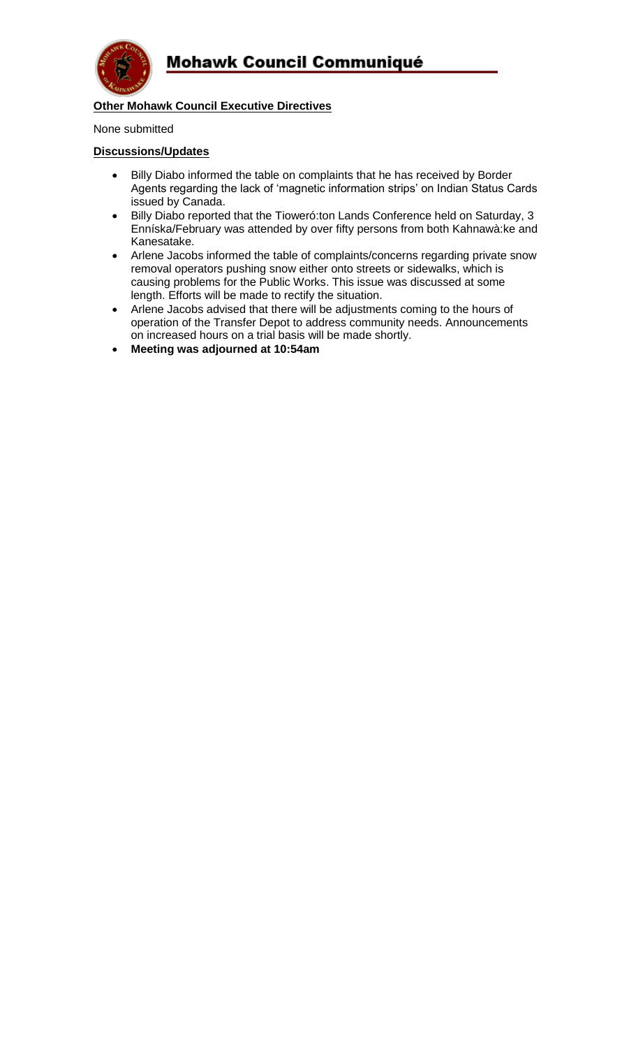**Other Mohawk Council Executive Directives**

None submitted

**Discussions/Updates**

- Billy Diabo informed the table on complaints that he has received by Border Agents regarding the lack of 'magnetic information strips' on Indian Status Cards issued by Canada.
- Billy Diabo reported that the Tioweró:ton Lands Conference held on Saturday, 3 Enníska/February was attended by over fifty persons from both Kahnawà:ke and Kanesatake.
- Arlene Jacobs informed the table of complaints/concerns regarding private snow removal operators pushing snow either onto streets or sidewalks, which is causing problems for the Public Works. This issue was discussed at some length. Efforts will be made to rectify the situation.
- Arlene Jacobs advised that there will be adjustments coming to the hours of operation of the Transfer Depot to address community needs. Announcements on increased hours on a trial basis will be made shortly.
- **Meeting was adjourned at 10:54am**